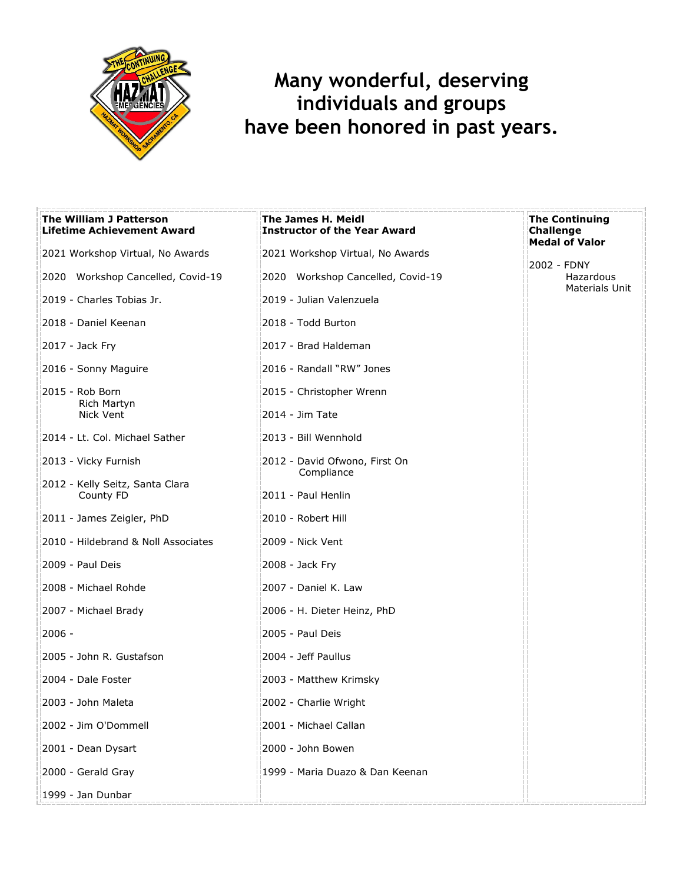# Many wonderful, deserving individuals and groups have been honored in past years.

| The William J Patterson Lifetime Achievement Award | The James H. Meidl Instructor of the Year Award | The Continuing Challenge Medal of Valor |
|---|---|---|
| 2021 Workshop Virtual, No Awards | 2021 Workshop Virtual, No Awards | 2002 - FDNY Hazardous Materials Unit |
| 2020 Workshop Cancelled, Covid-19 | 2020 Workshop Cancelled, Covid-19 | |
| 2019 - Charles Tobias Jr. | 2019 - Julian Valenzuela | |
| 2018 - Daniel Keenan | 2018 - Todd Burton | |
| 2017 - Jack Fry | 2017 - Brad Haldeman | |
| 2016 - Sonny Maguire | 2016 - Randall "RW" Jones | |
| 2015 - Rob Born, Rich Martyn, Nick Vent | 2015 - Christopher Wrenn | |
| 2014 - Lt. Col. Michael Sather | 2014 - Jim Tate | |
| 2013 - Vicky Furnish | 2013 - Bill Wennhold | |
| 2012 - Kelly Seitz, Santa Clara County FD | 2012 - David Ofwono, First On Compliance | |
| 2011 - James Zeigler, PhD | 2011 - Paul Henlin | |
| 2010 - Hildebrand & Noll Associates | 2010 - Robert Hill | |
| 2009 - Paul Deis | 2009 - Nick Vent | |
| 2008 - Michael Rohde | 2008 - Jack Fry | |
| 2007 - Michael Brady | 2007 - Daniel K. Law | |
| 2006 - | 2006 - H. Dieter Heinz, PhD | |
| 2005 - John R. Gustafson | 2005 - Paul Deis | |
| 2004 - Dale Foster | 2004 - Jeff Paullus | |
| 2003 - John Maleta | 2003 - Matthew Krimsky | |
| 2002 - Jim O'Dommell | 2002 - Charlie Wright | |
| 2001 - Dean Dysart | 2001 - Michael Callan | |
| 2000 - Gerald Gray | 2000 - John Bowen | |
| 1999 - Jan Dunbar | 1999 - Maria Duazo & Dan Keenan | |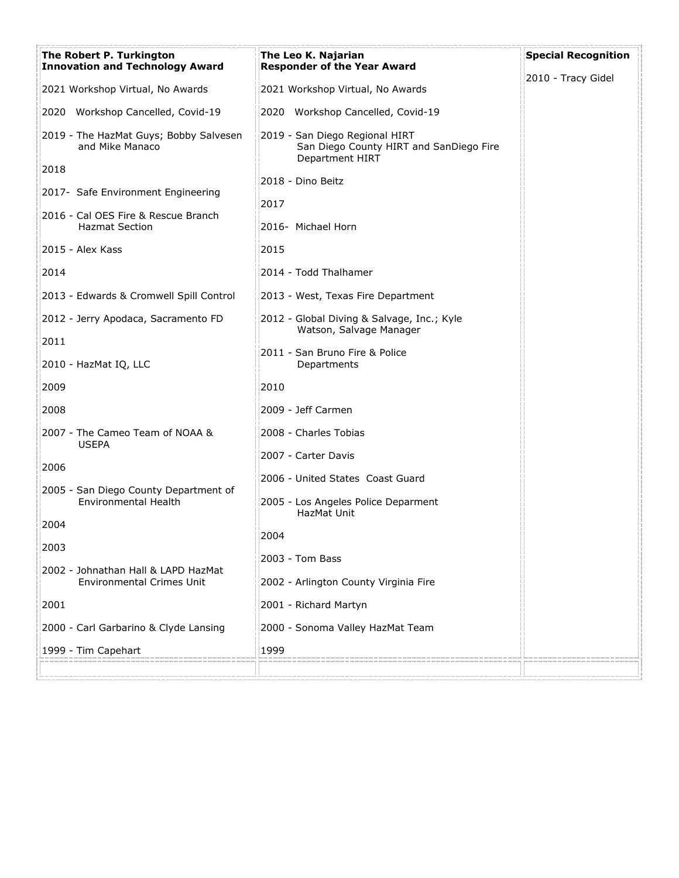| The Robert P. Turkington Innovation and Technology Award | The Leo K. Najarian Responder of the Year Award | Special Recognition |
|---|---|---|
| 2021 Workshop Virtual, No Awards | 2021 Workshop Virtual, No Awards | 2010 - Tracy Gidel |
| 2020 Workshop Cancelled, Covid-19 | 2020 Workshop Cancelled, Covid-19 | |
| 2019 - The HazMat Guys; Bobby Salvesen and Mike Manaco | 2019 - San Diego Regional HIRT San Diego County HIRT and SanDiego Fire Department HIRT | |
| 2018 | 2018 - Dino Beitz | |
| 2017- Safe Environment Engineering | 2017 | |
| 2016 - Cal OES Fire & Rescue Branch Hazmat Section | 2016- Michael Horn | |
| 2015 - Alex Kass | 2015 | |
| 2014 | 2014 - Todd Thalhamer | |
| 2013 - Edwards & Cromwell Spill Control | 2013 - West, Texas Fire Department | |
| 2012 - Jerry Apodaca, Sacramento FD | 2012 - Global Diving & Salvage, Inc.; Kyle Watson, Salvage Manager | |
| 2011 | 2011 - San Bruno Fire & Police Departments | |
| 2010 - HazMat IQ, LLC | 2010 | |
| 2009 | 2009 - Jeff Carmen | |
| 2008 | 2008 - Charles Tobias | |
| 2007 - The Cameo Team of NOAA & USEPA | 2007 - Carter Davis | |
| 2006 | 2006 - United States Coast Guard | |
| 2005 - San Diego County Department of Environmental Health | 2005 - Los Angeles Police Deparment HazMat Unit | |
| 2004 | 2004 | |
| 2003 | 2003 - Tom Bass | |
| 2002 - Johnathan Hall & LAPD HazMat Environmental Crimes Unit | 2002 - Arlington County Virginia Fire | |
| 2001 | 2001 - Richard Martyn | |
| 2000 - Carl Garbarino & Clyde Lansing | 2000 - Sonoma Valley HazMat Team | |
| 1999 - Tim Capehart | 1999 | |